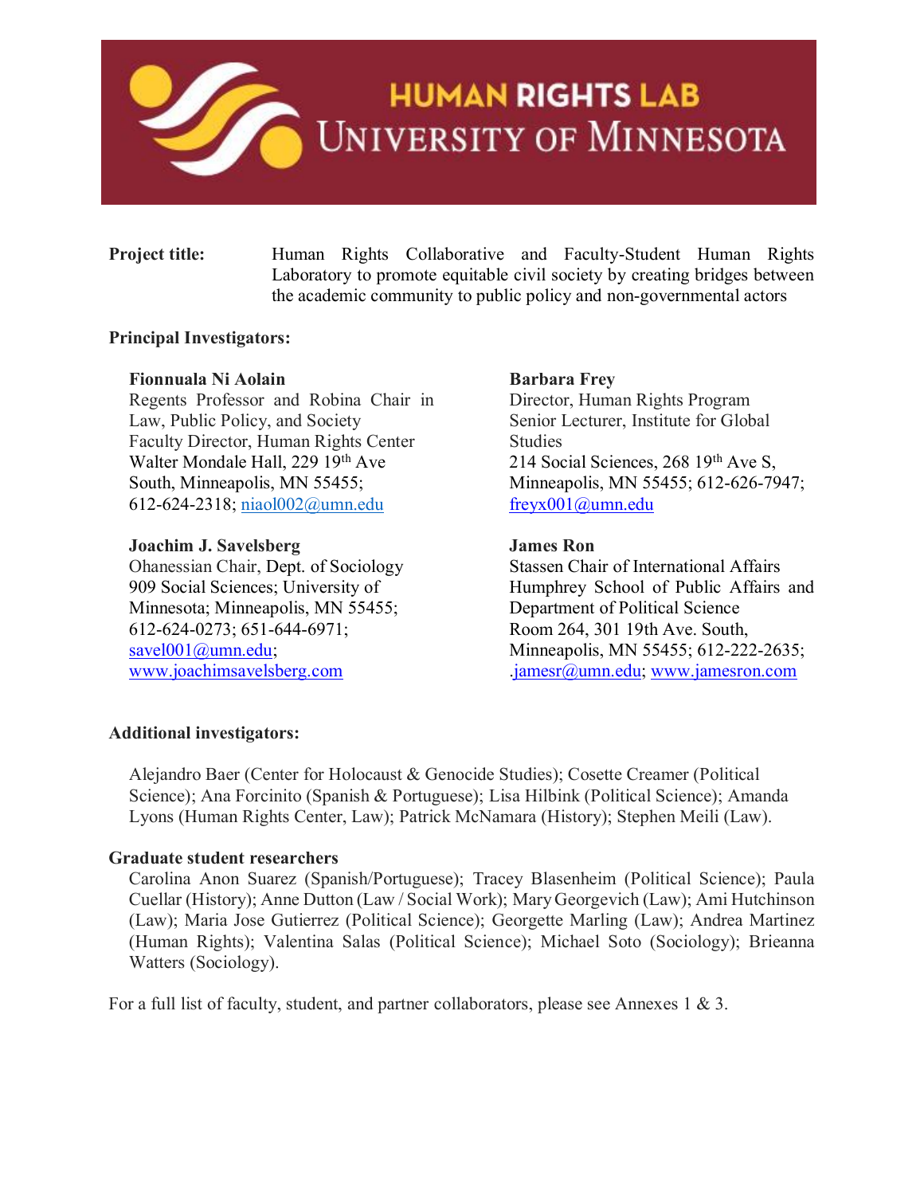# HUMAN RIGHTS LAB
# UNIVERSITY OF MINNESOTA

**Project title:** Human Rights Collaborative and Faculty-Student Human Rights Laboratory to promote equitable civil society by creating bridges between the academic community to public policy and non-governmental actors

**Principal Investigators:**

**Fionnuala Ni Aolain**
Regents Professor and Robina Chair in Law, Public Policy, and Society
Faculty Director, Human Rights Center
Walter Mondale Hall, 229 19th Ave South, Minneapolis, MN 55455;
612-624-2318; niaol002@umn.edu

**Barbara Frey**
Director, Human Rights Program
Senior Lecturer, Institute for Global Studies
214 Social Sciences, 268 19th Ave S, Minneapolis, MN 55455; 612-626-7947;
freyx001@umn.edu

**Joachim J. Savelsberg**
Ohanessian Chair, Dept. of Sociology
909 Social Sciences; University of Minnesota; Minneapolis, MN 55455;
612-624-0273; 651-644-6971;
savel001@umn.edu;
www.joachimsavelsberg.com

**James Ron**
Stassen Chair of International Affairs
Humphrey School of Public Affairs and Department of Political Science
Room 264, 301 19th Ave. South, Minneapolis, MN 55455; 612-222-2635;
.jamesr@umn.edu; www.jamesron.com

**Additional investigators:**

Alejandro Baer (Center for Holocaust & Genocide Studies); Cosette Creamer (Political Science); Ana Forcinito (Spanish & Portuguese); Lisa Hilbink (Political Science); Amanda Lyons (Human Rights Center, Law); Patrick McNamara (History); Stephen Meili (Law).

**Graduate student researchers**

Carolina Anon Suarez (Spanish/Portuguese); Tracey Blasenheim (Political Science); Paula Cuellar (History); Anne Dutton (Law / Social Work); Mary Georgevich (Law); Ami Hutchinson (Law); Maria Jose Gutierrez (Political Science); Georgette Marling (Law); Andrea Martinez (Human Rights); Valentina Salas (Political Science); Michael Soto (Sociology); Brieanna Watters (Sociology).

For a full list of faculty, student, and partner collaborators, please see Annexes 1 & 3.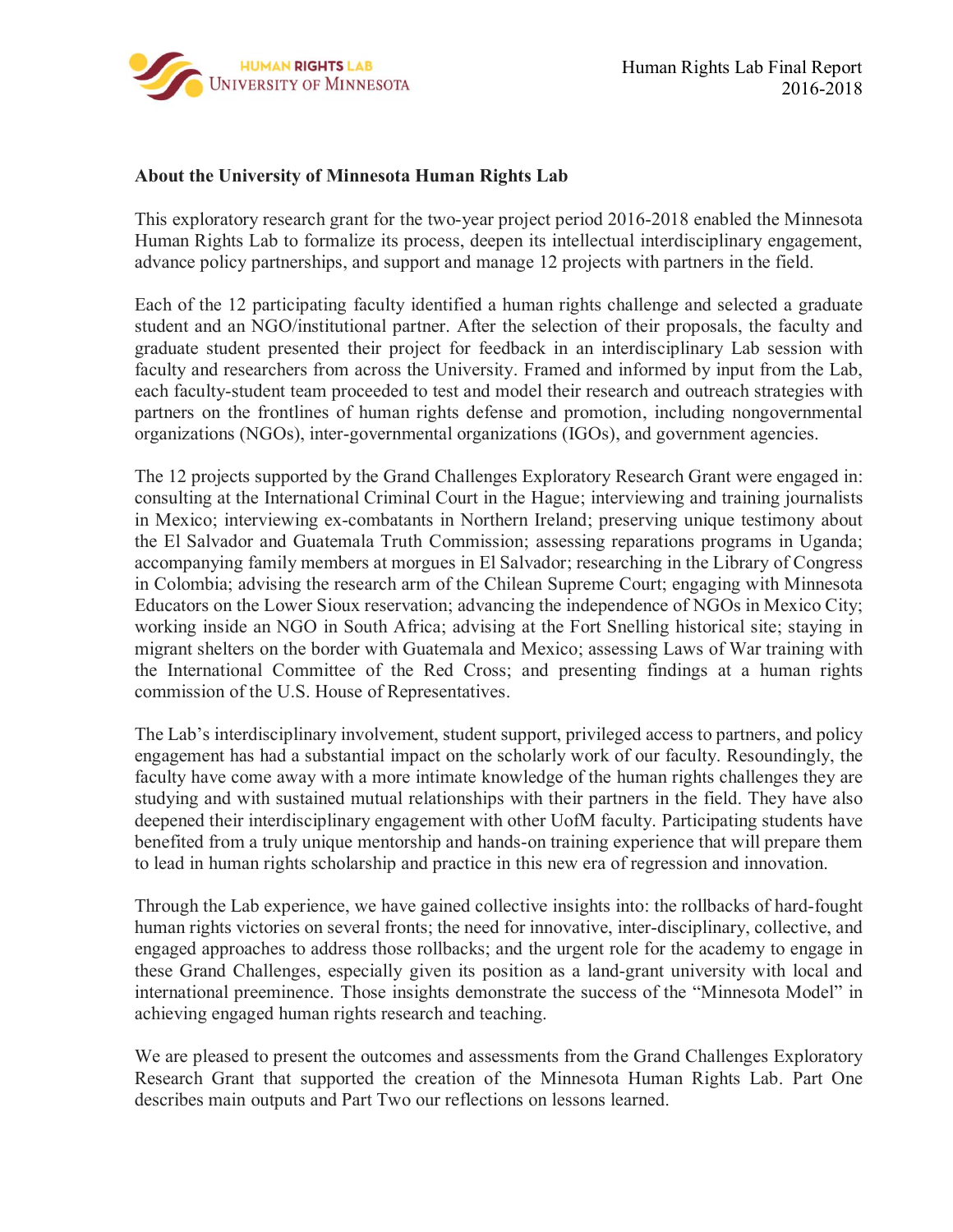**About the University of Minnesota Human Rights Lab**

This exploratory research grant for the two-year project period 2016-2018 enabled the Minnesota Human Rights Lab to formalize its process, deepen its intellectual interdisciplinary engagement, advance policy partnerships, and support and manage 12 projects with partners in the field.

Each of the 12 participating faculty identified a human rights challenge and selected a graduate student and an NGO/institutional partner. After the selection of their proposals, the faculty and graduate student presented their project for feedback in an interdisciplinary Lab session with faculty and researchers from across the University. Framed and informed by input from the Lab, each faculty-student team proceeded to test and model their research and outreach strategies with partners on the frontlines of human rights defense and promotion, including nongovernmental organizations (NGOs), inter-governmental organizations (IGOs), and government agencies.

The 12 projects supported by the Grand Challenges Exploratory Research Grant were engaged in: consulting at the International Criminal Court in the Hague; interviewing and training journalists in Mexico; interviewing ex-combatants in Northern Ireland; preserving unique testimony about the El Salvador and Guatemala Truth Commission; assessing reparations programs in Uganda; accompanying family members at morgues in El Salvador; researching in the Library of Congress in Colombia; advising the research arm of the Chilean Supreme Court; engaging with Minnesota Educators on the Lower Sioux reservation; advancing the independence of NGOs in Mexico City; working inside an NGO in South Africa; advising at the Fort Snelling historical site; staying in migrant shelters on the border with Guatemala and Mexico; assessing Laws of War training with the International Committee of the Red Cross; and presenting findings at a human rights commission of the U.S. House of Representatives.

The Lab's interdisciplinary involvement, student support, privileged access to partners, and policy engagement has had a substantial impact on the scholarly work of our faculty. Resoundingly, the faculty have come away with a more intimate knowledge of the human rights challenges they are studying and with sustained mutual relationships with their partners in the field. They have also deepened their interdisciplinary engagement with other UofM faculty. Participating students have benefited from a truly unique mentorship and hands-on training experience that will prepare them to lead in human rights scholarship and practice in this new era of regression and innovation.

Through the Lab experience, we have gained collective insights into: the rollbacks of hard-fought human rights victories on several fronts; the need for innovative, inter-disciplinary, collective, and engaged approaches to address those rollbacks; and the urgent role for the academy to engage in these Grand Challenges, especially given its position as a land-grant university with local and international preeminence. Those insights demonstrate the success of the "Minnesota Model" in achieving engaged human rights research and teaching.

We are pleased to present the outcomes and assessments from the Grand Challenges Exploratory Research Grant that supported the creation of the Minnesota Human Rights Lab. Part One describes main outputs and Part Two our reflections on lessons learned.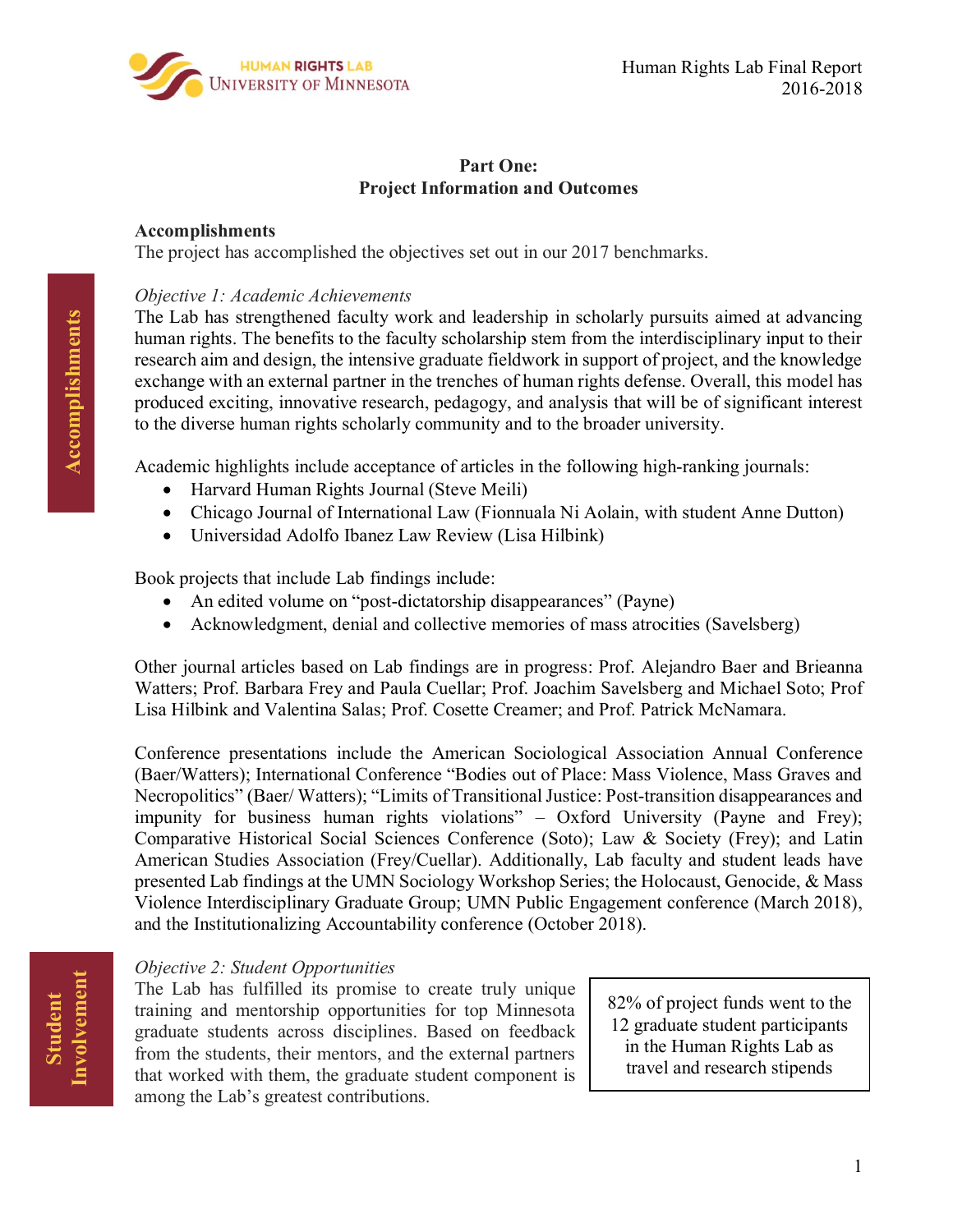## Part One:
## Project Information and Outcomes

**Accomplishments**

The project has accomplished the objectives set out in our 2017 benchmarks.

**Accomplishments**

*Objective 1: Academic Achievements*

The Lab has strengthened faculty work and leadership in scholarly pursuits aimed at advancing human rights. The benefits to the faculty scholarship stem from the interdisciplinary input to their research aim and design, the intensive graduate fieldwork in support of project, and the knowledge exchange with an external partner in the trenches of human rights defense. Overall, this model has produced exciting, innovative research, pedagogy, and analysis that will be of significant interest to the diverse human rights scholarly community and to the broader university.

Academic highlights include acceptance of articles in the following high-ranking journals:

- Harvard Human Rights Journal (Steve Meili)
- Chicago Journal of International Law (Fionnuala Ni Aolain, with student Anne Dutton)
- Universidad Adolfo Ibanez Law Review (Lisa Hilbink)

Book projects that include Lab findings include:

- An edited volume on "post-dictatorship disappearances" (Payne)
- Acknowledgment, denial and collective memories of mass atrocities (Savelsberg)

Other journal articles based on Lab findings are in progress: Prof. Alejandro Baer and Brieanna Watters; Prof. Barbara Frey and Paula Cuellar; Prof. Joachim Savelsberg and Michael Soto; Prof Lisa Hilbink and Valentina Salas; Prof. Cosette Creamer; and Prof. Patrick McNamara.

Conference presentations include the American Sociological Association Annual Conference (Baer/Watters); International Conference "Bodies out of Place: Mass Violence, Mass Graves and Necropolitics" (Baer/ Watters); "Limits of Transitional Justice: Post-transition disappearances and impunity for business human rights violations" – Oxford University (Payne and Frey); Comparative Historical Social Sciences Conference (Soto); Law & Society (Frey); and Latin American Studies Association (Frey/Cuellar). Additionally, Lab faculty and student leads have presented Lab findings at the UMN Sociology Workshop Series; the Holocaust, Genocide, & Mass Violence Interdisciplinary Graduate Group; UMN Public Engagement conference (March 2018), and the Institutionalizing Accountability conference (October 2018).

**Student Involvement**

*Objective 2: Student Opportunities*

The Lab has fulfilled its promise to create truly unique training and mentorship opportunities for top Minnesota graduate students across disciplines. Based on feedback from the students, their mentors, and the external partners that worked with them, the graduate student component is among the Lab's greatest contributions.

> 82% of project funds went to the 12 graduate student participants in the Human Rights Lab as travel and research stipends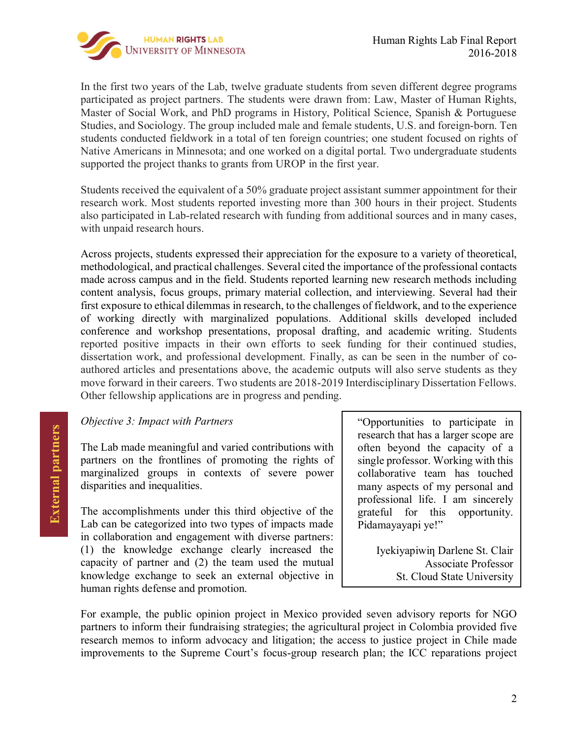In the first two years of the Lab, twelve graduate students from seven different degree programs participated as project partners. The students were drawn from: Law, Master of Human Rights, Master of Social Work, and PhD programs in History, Political Science, Spanish & Portuguese Studies, and Sociology. The group included male and female students, U.S. and foreign-born. Ten students conducted fieldwork in a total of ten foreign countries; one student focused on rights of Native Americans in Minnesota; and one worked on a digital portal. Two undergraduate students supported the project thanks to grants from UROP in the first year.

Students received the equivalent of a 50% graduate project assistant summer appointment for their research work. Most students reported investing more than 300 hours in their project. Students also participated in Lab-related research with funding from additional sources and in many cases, with unpaid research hours.

Across projects, students expressed their appreciation for the exposure to a variety of theoretical, methodological, and practical challenges. Several cited the importance of the professional contacts made across campus and in the field. Students reported learning new research methods including content analysis, focus groups, primary material collection, and interviewing. Several had their first exposure to ethical dilemmas in research, to the challenges of fieldwork, and to the experience of working directly with marginalized populations. Additional skills developed included conference and workshop presentations, proposal drafting, and academic writing. Students reported positive impacts in their own efforts to seek funding for their continued studies, dissertation work, and professional development. Finally, as can be seen in the number of co-authored articles and presentations above, the academic outputs will also serve students as they move forward in their careers. Two students are 2018-2019 Interdisciplinary Dissertation Fellows. Other fellowship applications are in progress and pending.

**External partners**

*Objective 3: Impact with Partners*

The Lab made meaningful and varied contributions with partners on the frontlines of promoting the rights of marginalized groups in contexts of severe power disparities and inequalities.

The accomplishments under this third objective of the Lab can be categorized into two types of impacts made in collaboration and engagement with diverse partners: (1) the knowledge exchange clearly increased the capacity of partner and (2) the team used the mutual knowledge exchange to seek an external objective in human rights defense and promotion.

> "Opportunities to participate in research that has a larger scope are often beyond the capacity of a single professor. Working with this collaborative team has touched many aspects of my personal and professional life. I am sincerely grateful for this opportunity. Pidamayayapi ye!"
>
> Iyekiyapiwiŋ Darlene St. Clair
> Associate Professor
> St. Cloud State University

For example, the public opinion project in Mexico provided seven advisory reports for NGO partners to inform their fundraising strategies; the agricultural project in Colombia provided five research memos to inform advocacy and litigation; the access to justice project in Chile made improvements to the Supreme Court's focus-group research plan; the ICC reparations project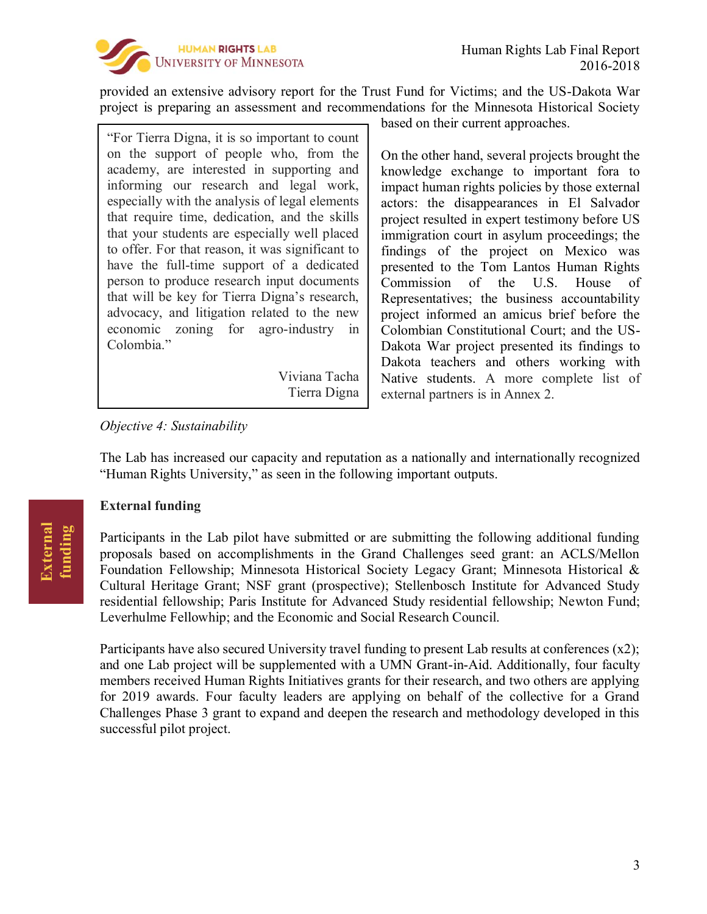provided an extensive advisory report for the Trust Fund for Victims; and the US-Dakota War project is preparing an assessment and recommendations for the Minnesota Historical Society based on their current approaches.

> "For Tierra Digna, it is so important to count on the support of people who, from the academy, are interested in supporting and informing our research and legal work, especially with the analysis of legal elements that require time, dedication, and the skills that your students are especially well placed to offer. For that reason, it was significant to have the full-time support of a dedicated person to produce research input documents that will be key for Tierra Digna's research, advocacy, and litigation related to the new economic zoning for agro-industry in Colombia."
>
> Viviana Tacha
> Tierra Digna

On the other hand, several projects brought the knowledge exchange to important fora to impact human rights policies by those external actors: the disappearances in El Salvador project resulted in expert testimony before US immigration court in asylum proceedings; the findings of the project on Mexico was presented to the Tom Lantos Human Rights Commission of the U.S. House of Representatives; the business accountability project informed an amicus brief before the Colombian Constitutional Court; and the US-Dakota War project presented its findings to Dakota teachers and others working with Native students. A more complete list of external partners is in Annex 2.

*Objective 4: Sustainability*

The Lab has increased our capacity and reputation as a nationally and internationally recognized "Human Rights University," as seen in the following important outputs.

**External funding**

Participants in the Lab pilot have submitted or are submitting the following additional funding proposals based on accomplishments in the Grand Challenges seed grant: an ACLS/Mellon Foundation Fellowship; Minnesota Historical Society Legacy Grant; Minnesota Historical & Cultural Heritage Grant; NSF grant (prospective); Stellenbosch Institute for Advanced Study residential fellowship; Paris Institute for Advanced Study residential fellowship; Newton Fund; Leverhulme Fellowhip; and the Economic and Social Research Council.

Participants have also secured University travel funding to present Lab results at conferences (x2); and one Lab project will be supplemented with a UMN Grant-in-Aid. Additionally, four faculty members received Human Rights Initiatives grants for their research, and two others are applying for 2019 awards. Four faculty leaders are applying on behalf of the collective for a Grand Challenges Phase 3 grant to expand and deepen the research and methodology developed in this successful pilot project.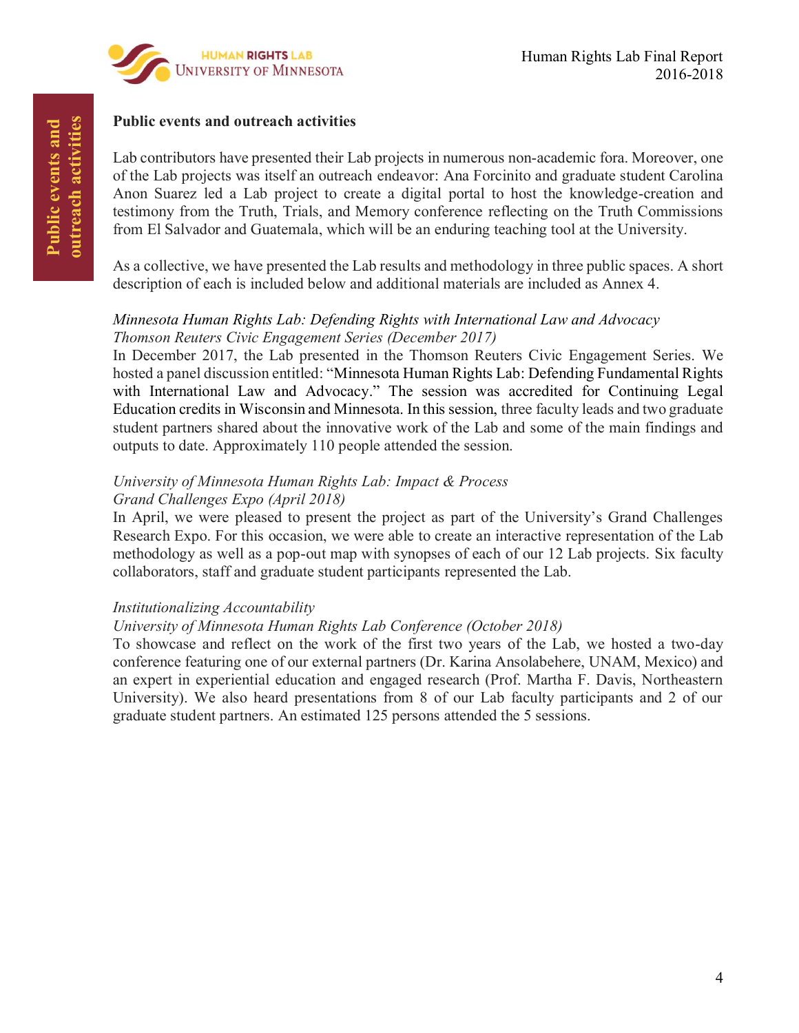## Public events and outreach activities

Lab contributors have presented their Lab projects in numerous non-academic fora. Moreover, one of the Lab projects was itself an outreach endeavor: Ana Forcinito and graduate student Carolina Anon Suarez led a Lab project to create a digital portal to host the knowledge-creation and testimony from the Truth, Trials, and Memory conference reflecting on the Truth Commissions from El Salvador and Guatemala, which will be an enduring teaching tool at the University.

As a collective, we have presented the Lab results and methodology in three public spaces. A short description of each is included below and additional materials are included as Annex 4.

*Minnesota Human Rights Lab: Defending Rights with International Law and Advocacy*
*Thomson Reuters Civic Engagement Series (December 2017)*
In December 2017, the Lab presented in the Thomson Reuters Civic Engagement Series. We hosted a panel discussion entitled: "Minnesota Human Rights Lab: Defending Fundamental Rights with International Law and Advocacy." The session was accredited for Continuing Legal Education credits in Wisconsin and Minnesota. In this session, three faculty leads and two graduate student partners shared about the innovative work of the Lab and some of the main findings and outputs to date. Approximately 110 people attended the session.

*University of Minnesota Human Rights Lab: Impact & Process*
*Grand Challenges Expo (April 2018)*
In April, we were pleased to present the project as part of the University's Grand Challenges Research Expo. For this occasion, we were able to create an interactive representation of the Lab methodology as well as a pop-out map with synopses of each of our 12 Lab projects. Six faculty collaborators, staff and graduate student participants represented the Lab.

*Institutionalizing Accountability*
*University of Minnesota Human Rights Lab Conference (October 2018)*
To showcase and reflect on the work of the first two years of the Lab, we hosted a two-day conference featuring one of our external partners (Dr. Karina Ansolabehere, UNAM, Mexico) and an expert in experiential education and engaged research (Prof. Martha F. Davis, Northeastern University). We also heard presentations from 8 of our Lab faculty participants and 2 of our graduate student partners. An estimated 125 persons attended the 5 sessions.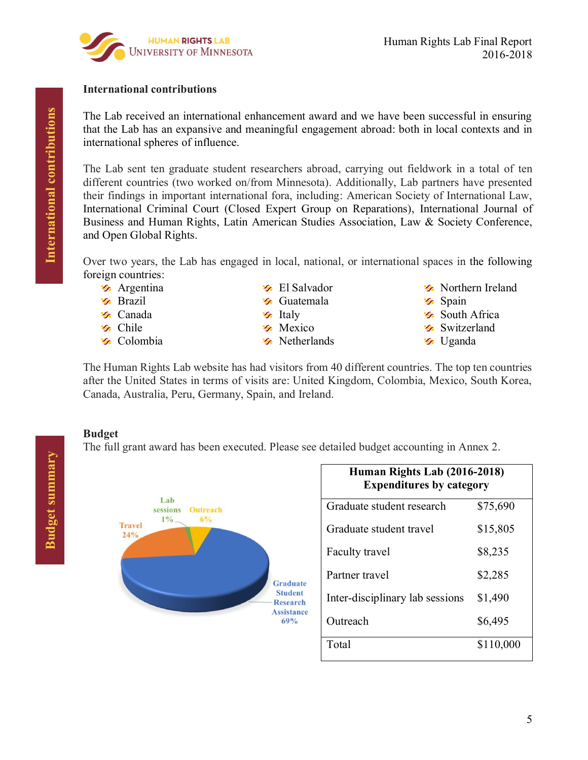## International contributions

The Lab received an international enhancement award and we have been successful in ensuring that the Lab has an expansive and meaningful engagement abroad: both in local contexts and in international spheres of influence.

The Lab sent ten graduate student researchers abroad, carrying out fieldwork in a total of ten different countries (two worked on/from Minnesota). Additionally, Lab partners have presented their findings in important international fora, including: American Society of International Law, International Criminal Court (Closed Expert Group on Reparations), International Journal of Business and Human Rights, Latin American Studies Association, Law & Society Conference, and Open Global Rights.

Over two years, the Lab has engaged in local, national, or international spaces in the following foreign countries:

- Argentina
- Brazil
- Canada
- Chile
- Colombia
- El Salvador
- Guatemala
- Italy
- Mexico
- Netherlands
- Northern Ireland
- Spain
- South Africa
- Switzerland
- Uganda

The Human Rights Lab website has had visitors from 40 different countries. The top ten countries after the United States in terms of visits are: United Kingdom, Colombia, Mexico, South Korea, Canada, Australia, Peru, Germany, Spain, and Ireland.

## Budget

The full grant award has been executed. Please see detailed budget accounting in Annex 2.

Lab sessions 1%, Outreach 6%, Travel 24%, Graduate Student Research Assistance 69%

| Human Rights Lab (2016-2018) Expenditures by category | |
|---|---|
| Graduate student research | $75,690 |
| Graduate student travel | $15,805 |
| Faculty travel | $8,235 |
| Partner travel | $2,285 |
| Inter-disciplinary lab sessions | $1,490 |
| Outreach | $6,495 |
| Total | $110,000 |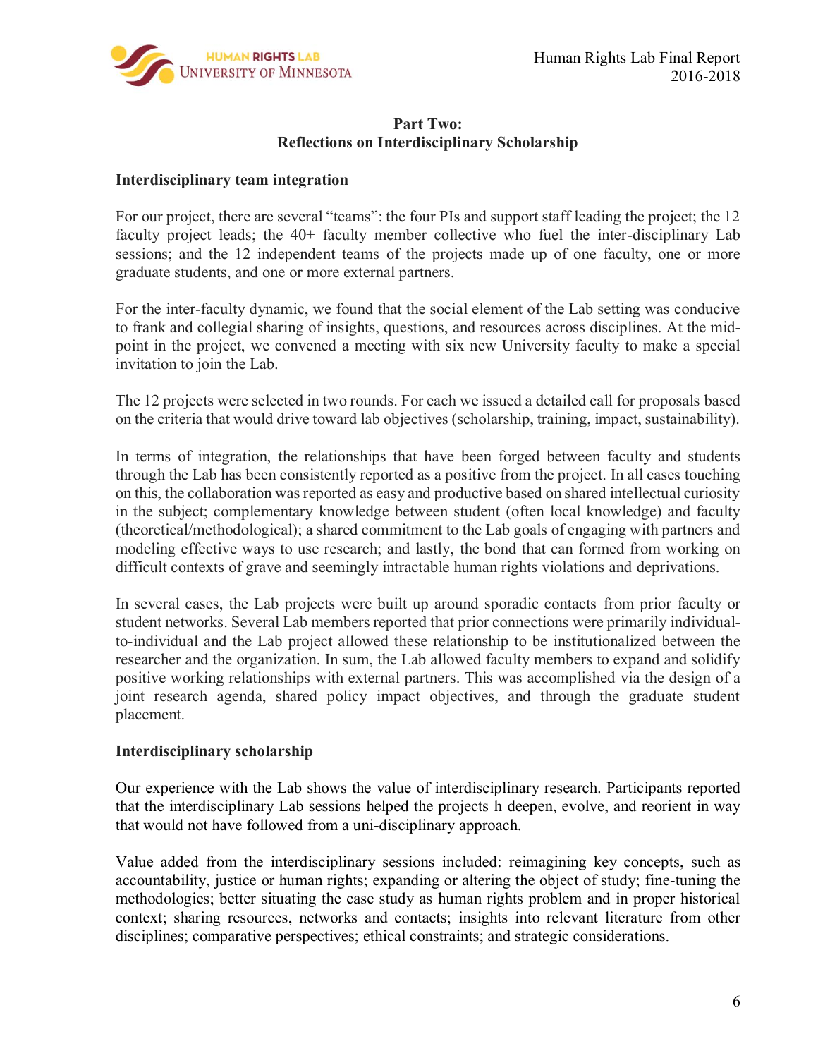## Part Two:
## Reflections on Interdisciplinary Scholarship

### Interdisciplinary team integration

For our project, there are several "teams": the four PIs and support staff leading the project; the 12 faculty project leads; the 40+ faculty member collective who fuel the inter-disciplinary Lab sessions; and the 12 independent teams of the projects made up of one faculty, one or more graduate students, and one or more external partners.

For the inter-faculty dynamic, we found that the social element of the Lab setting was conducive to frank and collegial sharing of insights, questions, and resources across disciplines. At the mid-point in the project, we convened a meeting with six new University faculty to make a special invitation to join the Lab.

The 12 projects were selected in two rounds. For each we issued a detailed call for proposals based on the criteria that would drive toward lab objectives (scholarship, training, impact, sustainability).

In terms of integration, the relationships that have been forged between faculty and students through the Lab has been consistently reported as a positive from the project. In all cases touching on this, the collaboration was reported as easy and productive based on shared intellectual curiosity in the subject; complementary knowledge between student (often local knowledge) and faculty (theoretical/methodological); a shared commitment to the Lab goals of engaging with partners and modeling effective ways to use research; and lastly, the bond that can formed from working on difficult contexts of grave and seemingly intractable human rights violations and deprivations.

In several cases, the Lab projects were built up around sporadic contacts from prior faculty or student networks. Several Lab members reported that prior connections were primarily individual-to-individual and the Lab project allowed these relationship to be institutionalized between the researcher and the organization. In sum, the Lab allowed faculty members to expand and solidify positive working relationships with external partners. This was accomplished via the design of a joint research agenda, shared policy impact objectives, and through the graduate student placement.

### Interdisciplinary scholarship

Our experience with the Lab shows the value of interdisciplinary research. Participants reported that the interdisciplinary Lab sessions helped the projects h deepen, evolve, and reorient in way that would not have followed from a uni-disciplinary approach.

Value added from the interdisciplinary sessions included: reimagining key concepts, such as accountability, justice or human rights; expanding or altering the object of study; fine-tuning the methodologies; better situating the case study as human rights problem and in proper historical context; sharing resources, networks and contacts; insights into relevant literature from other disciplines; comparative perspectives; ethical constraints; and strategic considerations.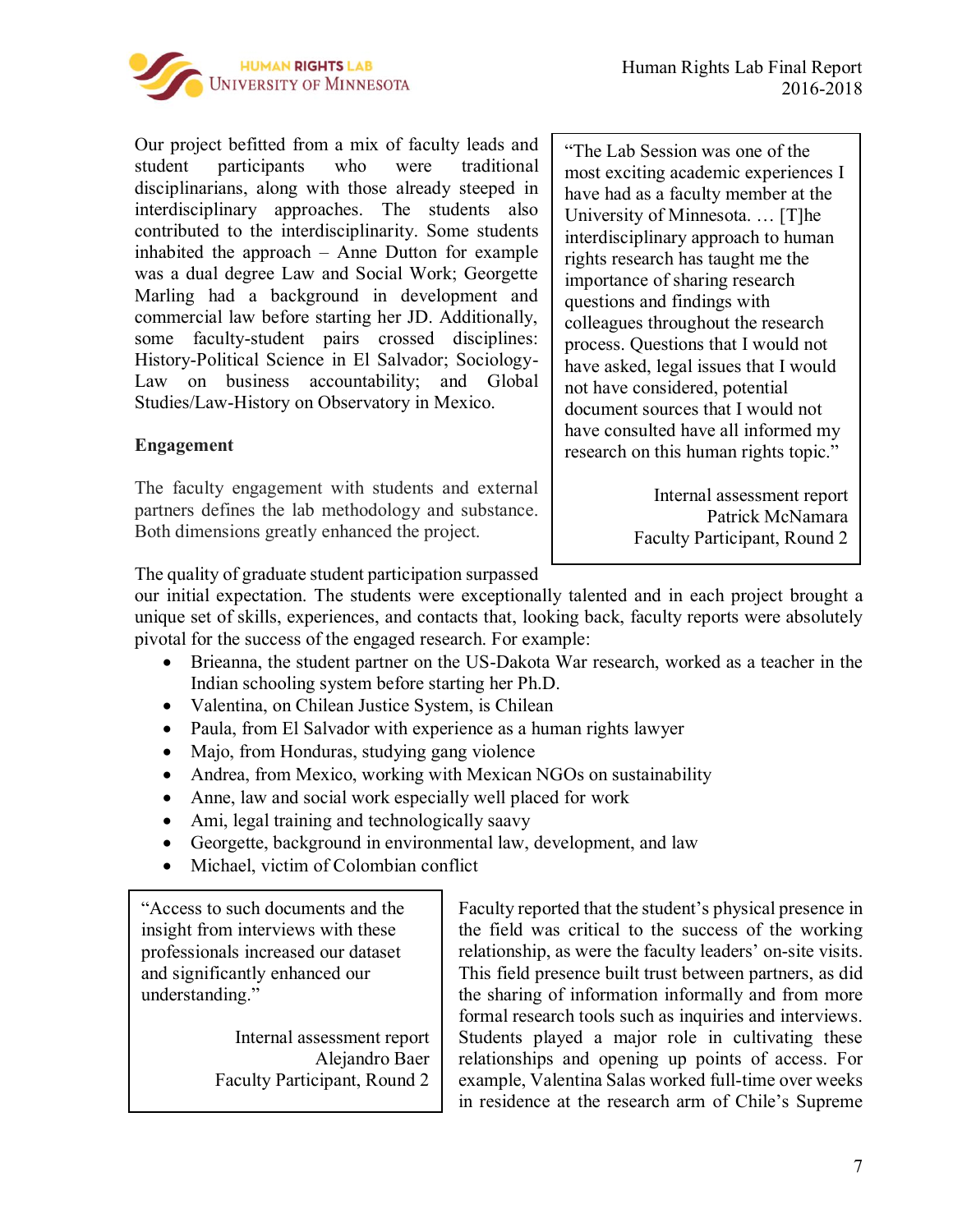Our project befitted from a mix of faculty leads and student participants who were traditional disciplinarians, along with those already steeped in interdisciplinary approaches. The students also contributed to the interdisciplinarity. Some students inhabited the approach – Anne Dutton for example was a dual degree Law and Social Work; Georgette Marling had a background in development and commercial law before starting her JD. Additionally, some faculty-student pairs crossed disciplines: History-Political Science in El Salvador; Sociology-Law on business accountability; and Global Studies/Law-History on Observatory in Mexico.

> "The Lab Session was one of the most exciting academic experiences I have had as a faculty member at the University of Minnesota. … [T]he interdisciplinary approach to human rights research has taught me the importance of sharing research questions and findings with colleagues throughout the research process. Questions that I would not have asked, legal issues that I would not have considered, potential document sources that I would not have consulted have all informed my research on this human rights topic."
>
> Internal assessment report
> Patrick McNamara
> Faculty Participant, Round 2

**Engagement**

The faculty engagement with students and external partners defines the lab methodology and substance. Both dimensions greatly enhanced the project.

The quality of graduate student participation surpassed our initial expectation. The students were exceptionally talented and in each project brought a unique set of skills, experiences, and contacts that, looking back, faculty reports were absolutely pivotal for the success of the engaged research. For example:

- Brieanna, the student partner on the US-Dakota War research, worked as a teacher in the Indian schooling system before starting her Ph.D.
- Valentina, on Chilean Justice System, is Chilean
- Paula, from El Salvador with experience as a human rights lawyer
- Majo, from Honduras, studying gang violence
- Andrea, from Mexico, working with Mexican NGOs on sustainability
- Anne, law and social work especially well placed for work
- Ami, legal training and technologically saavy
- Georgette, background in environmental law, development, and law
- Michael, victim of Colombian conflict

> "Access to such documents and the insight from interviews with these professionals increased our dataset and significantly enhanced our understanding."
>
> Internal assessment report
> Alejandro Baer
> Faculty Participant, Round 2

Faculty reported that the student's physical presence in the field was critical to the success of the working relationship, as were the faculty leaders' on-site visits. This field presence built trust between partners, as did the sharing of information informally and from more formal research tools such as inquiries and interviews. Students played a major role in cultivating these relationships and opening up points of access. For example, Valentina Salas worked full-time over weeks in residence at the research arm of Chile's Supreme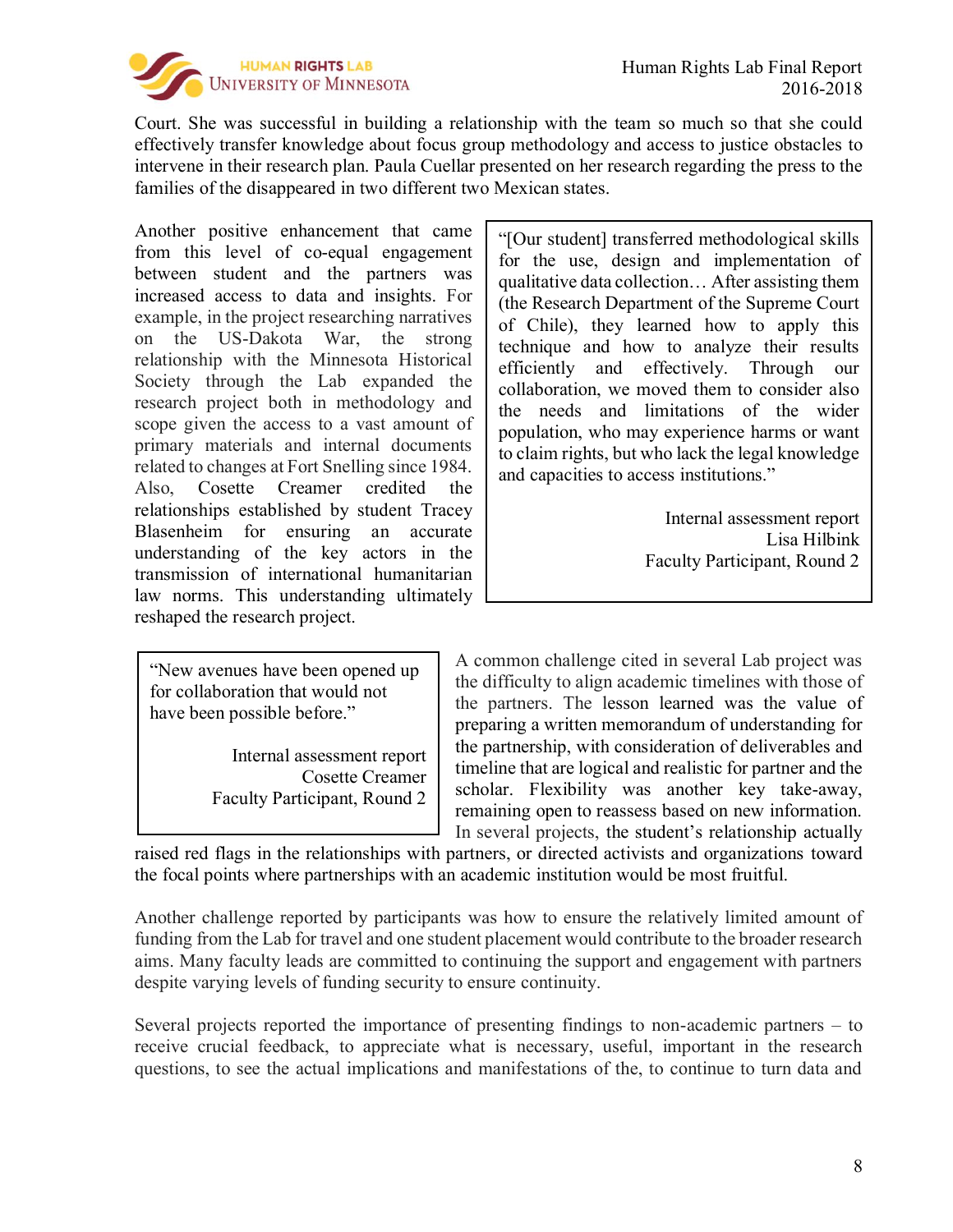Court. She was successful in building a relationship with the team so much so that she could effectively transfer knowledge about focus group methodology and access to justice obstacles to intervene in their research plan. Paula Cuellar presented on her research regarding the press to the families of the disappeared in two different two Mexican states.

Another positive enhancement that came from this level of co-equal engagement between student and the partners was increased access to data and insights. For example, in the project researching narratives on the US-Dakota War, the strong relationship with the Minnesota Historical Society through the Lab expanded the research project both in methodology and scope given the access to a vast amount of primary materials and internal documents related to changes at Fort Snelling since 1984. Also, Cosette Creamer credited the relationships established by student Tracey Blasenheim for ensuring an accurate understanding of the key actors in the transmission of international humanitarian law norms. This understanding ultimately reshaped the research project.

> "[Our student] transferred methodological skills for the use, design and implementation of qualitative data collection… After assisting them (the Research Department of the Supreme Court of Chile), they learned how to apply this technique and how to analyze their results efficiently and effectively. Through our collaboration, we moved them to consider also the needs and limitations of the wider population, who may experience harms or want to claim rights, but who lack the legal knowledge and capacities to access institutions."
>
> Internal assessment report
> Lisa Hilbink
> Faculty Participant, Round 2

> "New avenues have been opened up for collaboration that would not have been possible before."
>
> Internal assessment report
> Cosette Creamer
> Faculty Participant, Round 2

A common challenge cited in several Lab project was the difficulty to align academic timelines with those of the partners. The lesson learned was the value of preparing a written memorandum of understanding for the partnership, with consideration of deliverables and timeline that are logical and realistic for partner and the scholar. Flexibility was another key take-away, remaining open to reassess based on new information. In several projects, the student's relationship actually raised red flags in the relationships with partners, or directed activists and organizations toward the focal points where partnerships with an academic institution would be most fruitful.

Another challenge reported by participants was how to ensure the relatively limited amount of funding from the Lab for travel and one student placement would contribute to the broader research aims. Many faculty leads are committed to continuing the support and engagement with partners despite varying levels of funding security to ensure continuity.

Several projects reported the importance of presenting findings to non-academic partners – to receive crucial feedback, to appreciate what is necessary, useful, important in the research questions, to see the actual implications and manifestations of the, to continue to turn data and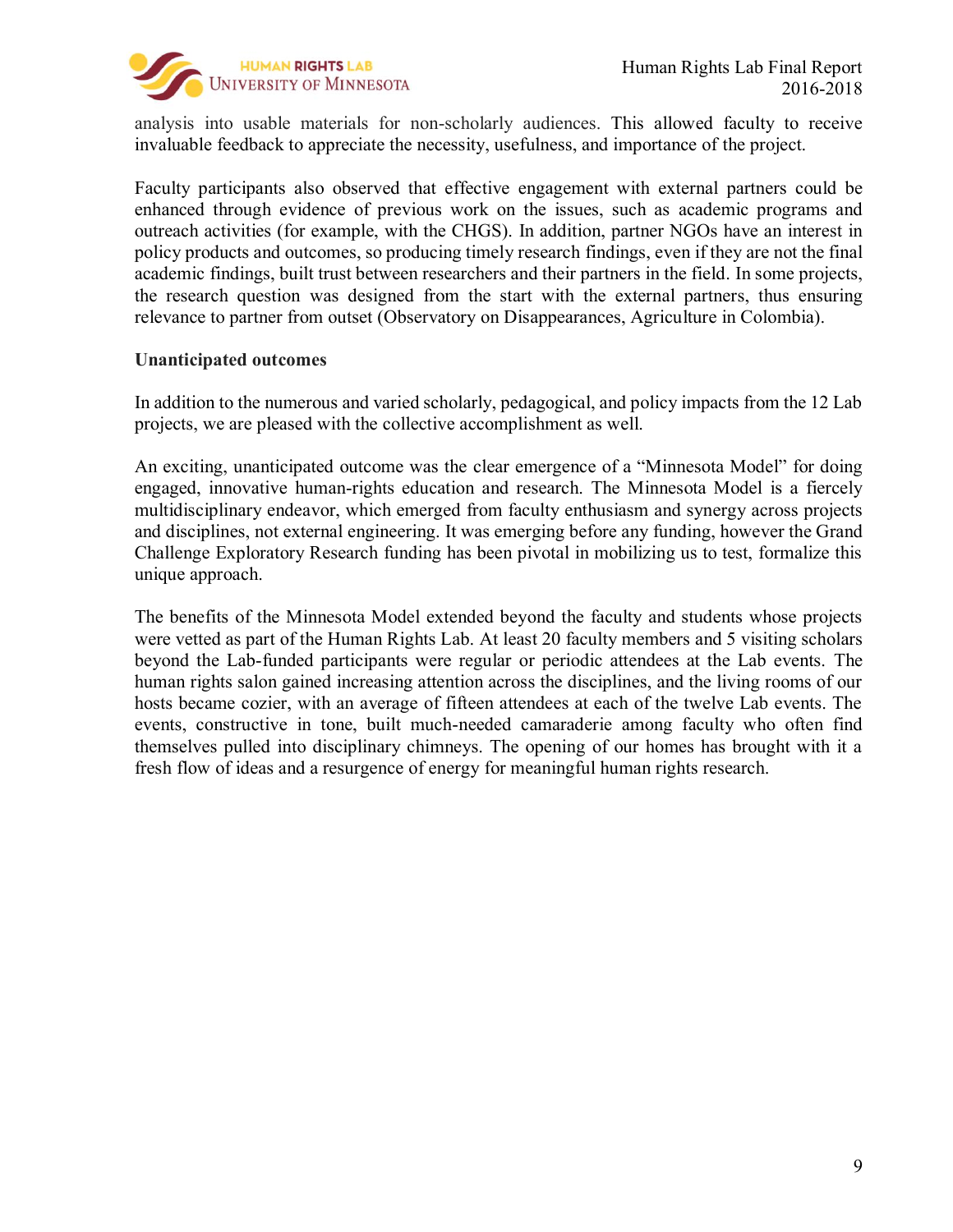analysis into usable materials for non-scholarly audiences. This allowed faculty to receive invaluable feedback to appreciate the necessity, usefulness, and importance of the project.

Faculty participants also observed that effective engagement with external partners could be enhanced through evidence of previous work on the issues, such as academic programs and outreach activities (for example, with the CHGS). In addition, partner NGOs have an interest in policy products and outcomes, so producing timely research findings, even if they are not the final academic findings, built trust between researchers and their partners in the field. In some projects, the research question was designed from the start with the external partners, thus ensuring relevance to partner from outset (Observatory on Disappearances, Agriculture in Colombia).

**Unanticipated outcomes**

In addition to the numerous and varied scholarly, pedagogical, and policy impacts from the 12 Lab projects, we are pleased with the collective accomplishment as well.

An exciting, unanticipated outcome was the clear emergence of a "Minnesota Model" for doing engaged, innovative human-rights education and research. The Minnesota Model is a fiercely multidisciplinary endeavor, which emerged from faculty enthusiasm and synergy across projects and disciplines, not external engineering. It was emerging before any funding, however the Grand Challenge Exploratory Research funding has been pivotal in mobilizing us to test, formalize this unique approach.

The benefits of the Minnesota Model extended beyond the faculty and students whose projects were vetted as part of the Human Rights Lab. At least 20 faculty members and 5 visiting scholars beyond the Lab-funded participants were regular or periodic attendees at the Lab events. The human rights salon gained increasing attention across the disciplines, and the living rooms of our hosts became cozier, with an average of fifteen attendees at each of the twelve Lab events. The events, constructive in tone, built much-needed camaraderie among faculty who often find themselves pulled into disciplinary chimneys. The opening of our homes has brought with it a fresh flow of ideas and a resurgence of energy for meaningful human rights research.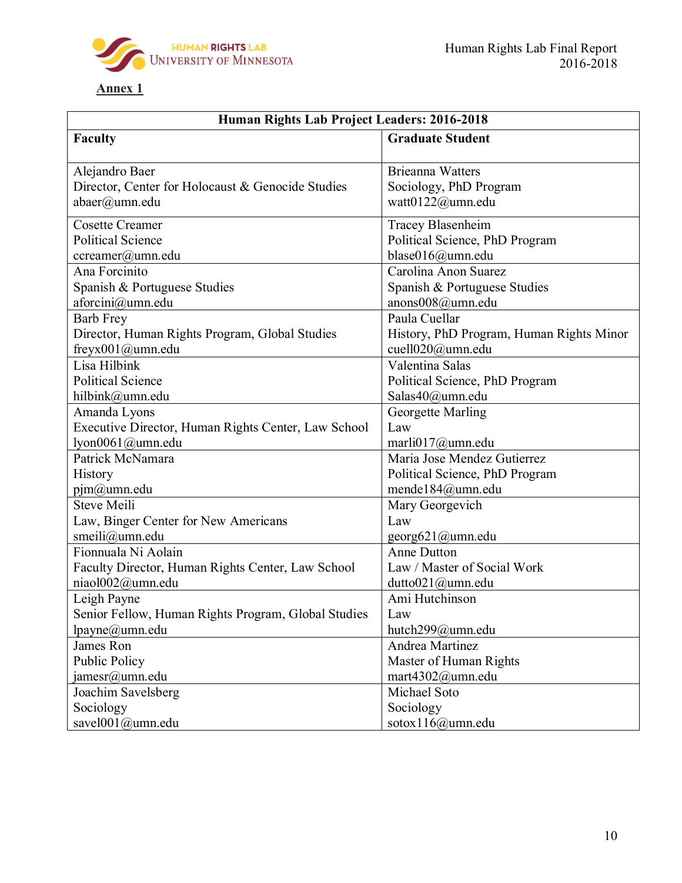**Annex 1**

| Human Rights Lab Project Leaders: 2016-2018 | |
|---|---|
| **Faculty** | **Graduate Student** |
| Alejandro Baer<br>Director, Center for Holocaust & Genocide Studies<br>abaer@umn.edu | Brieanna Watters<br>Sociology, PhD Program<br>watt0122@umn.edu |
| Cosette Creamer<br>Political Science<br>ccreamer@umn.edu | Tracey Blasenheim<br>Political Science, PhD Program<br>blase016@umn.edu |
| Ana Forcinito<br>Spanish & Portuguese Studies<br>aforcini@umn.edu | Carolina Anon Suarez<br>Spanish & Portuguese Studies<br>anons008@umn.edu |
| Barb Frey<br>Director, Human Rights Program, Global Studies<br>freyx001@umn.edu | Paula Cuellar<br>History, PhD Program, Human Rights Minor<br>cuell020@umn.edu |
| Lisa Hilbink<br>Political Science<br>hilbink@umn.edu | Valentina Salas<br>Political Science, PhD Program<br>Salas40@umn.edu |
| Amanda Lyons<br>Executive Director, Human Rights Center, Law School<br>lyon0061@umn.edu | Georgette Marling<br>Law<br>marli017@umn.edu |
| Patrick McNamara<br>History<br>pjm@umn.edu | Maria Jose Mendez Gutierrez<br>Political Science, PhD Program<br>mende184@umn.edu |
| Steve Meili<br>Law, Binger Center for New Americans<br>smeili@umn.edu | Mary Georgevich<br>Law<br>georg621@umn.edu |
| Fionnuala Ni Aolain<br>Faculty Director, Human Rights Center, Law School<br>niaol002@umn.edu | Anne Dutton<br>Law / Master of Social Work<br>dutto021@umn.edu |
| Leigh Payne<br>Senior Fellow, Human Rights Program, Global Studies<br>lpayne@umn.edu | Ami Hutchinson<br>Law<br>hutch299@umn.edu |
| James Ron<br>Public Policy<br>jamesr@umn.edu | Andrea Martinez<br>Master of Human Rights<br>mart4302@umn.edu |
| Joachim Savelsberg<br>Sociology<br>savel001@umn.edu | Michael Soto<br>Sociology<br>sotox116@umn.edu |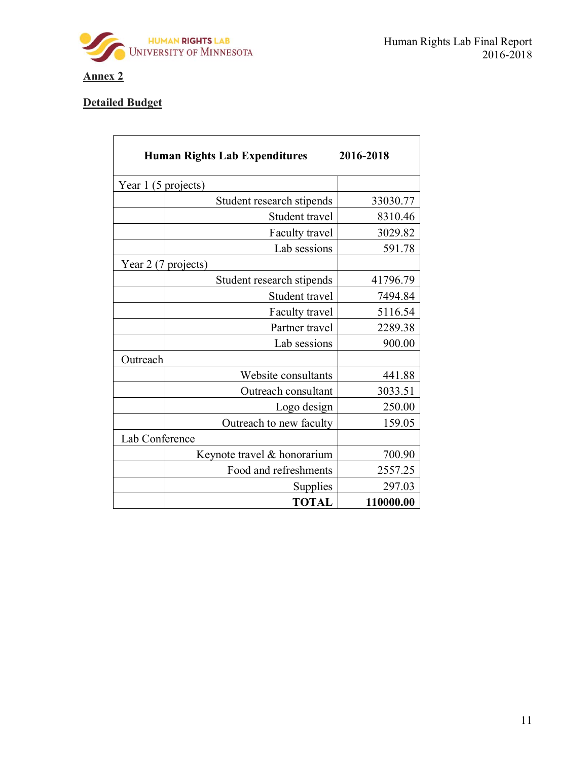**Annex 2**

**Detailed Budget**

| **Human Rights Lab Expenditures** | | **2016-2018** |
|---|---|---|
| Year 1 (5 projects) | | |
| | Student research stipends | 33030.77 |
| | Student travel | 8310.46 |
| | Faculty travel | 3029.82 |
| | Lab sessions | 591.78 |
| Year 2 (7 projects) | | |
| | Student research stipends | 41796.79 |
| | Student travel | 7494.84 |
| | Faculty travel | 5116.54 |
| | Partner travel | 2289.38 |
| | Lab sessions | 900.00 |
| Outreach | | |
| | Website consultants | 441.88 |
| | Outreach consultant | 3033.51 |
| | Logo design | 250.00 |
| | Outreach to new faculty | 159.05 |
| Lab Conference | | |
| | Keynote travel & honorarium | 700.90 |
| | Food and refreshments | 2557.25 |
| | Supplies | 297.03 |
| | **TOTAL** | **110000.00** |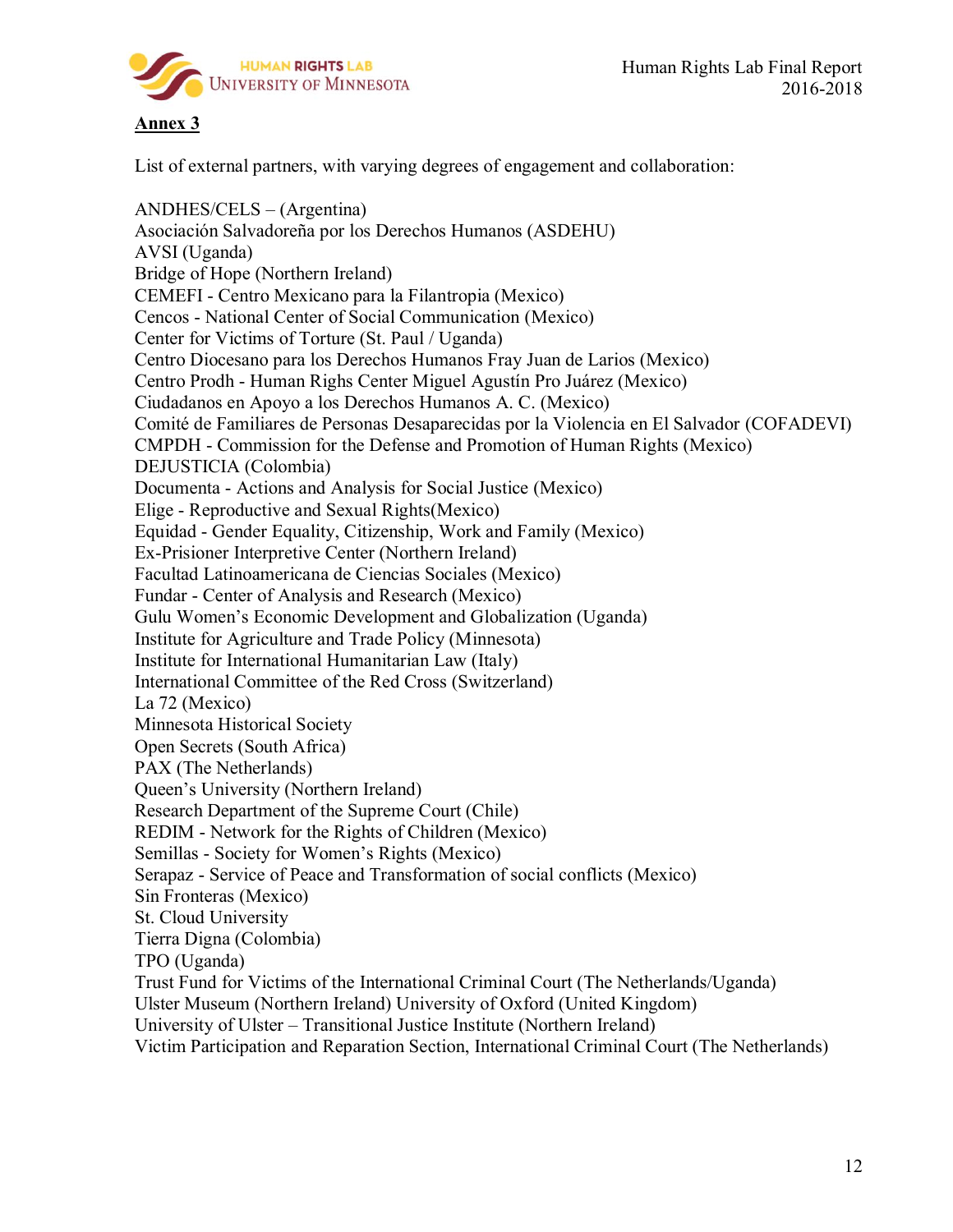**Annex 3**

List of external partners, with varying degrees of engagement and collaboration:

ANDHES/CELS – (Argentina)
Asociación Salvadoreña por los Derechos Humanos (ASDEHU)
AVSI (Uganda)
Bridge of Hope (Northern Ireland)
CEMEFI - Centro Mexicano para la Filantropia (Mexico)
Cencos - National Center of Social Communication (Mexico)
Center for Victims of Torture (St. Paul / Uganda)
Centro Diocesano para los Derechos Humanos Fray Juan de Larios (Mexico)
Centro Prodh - Human Righs Center Miguel Agustín Pro Juárez (Mexico)
Ciudadanos en Apoyo a los Derechos Humanos A. C. (Mexico)
Comité de Familiares de Personas Desaparecidas por la Violencia en El Salvador (COFADEVI)
CMPDH - Commission for the Defense and Promotion of Human Rights (Mexico)
DEJUSTICIA (Colombia)
Documenta - Actions and Analysis for Social Justice (Mexico)
Elige - Reproductive and Sexual Rights(Mexico)
Equidad - Gender Equality, Citizenship, Work and Family (Mexico)
Ex-Prisioner Interpretive Center (Northern Ireland)
Facultad Latinoamericana de Ciencias Sociales (Mexico)
Fundar - Center of Analysis and Research (Mexico)
Gulu Women's Economic Development and Globalization (Uganda)
Institute for Agriculture and Trade Policy (Minnesota)
Institute for International Humanitarian Law (Italy)
International Committee of the Red Cross (Switzerland)
La 72 (Mexico)
Minnesota Historical Society
Open Secrets (South Africa)
PAX (The Netherlands)
Queen's University (Northern Ireland)
Research Department of the Supreme Court (Chile)
REDIM - Network for the Rights of Children (Mexico)
Semillas - Society for Women's Rights (Mexico)
Serapaz - Service of Peace and Transformation of social conflicts (Mexico)
Sin Fronteras (Mexico)
St. Cloud University
Tierra Digna (Colombia)
TPO (Uganda)
Trust Fund for Victims of the International Criminal Court (The Netherlands/Uganda)
Ulster Museum (Northern Ireland) University of Oxford (United Kingdom)
University of Ulster – Transitional Justice Institute (Northern Ireland)
Victim Participation and Reparation Section, International Criminal Court (The Netherlands)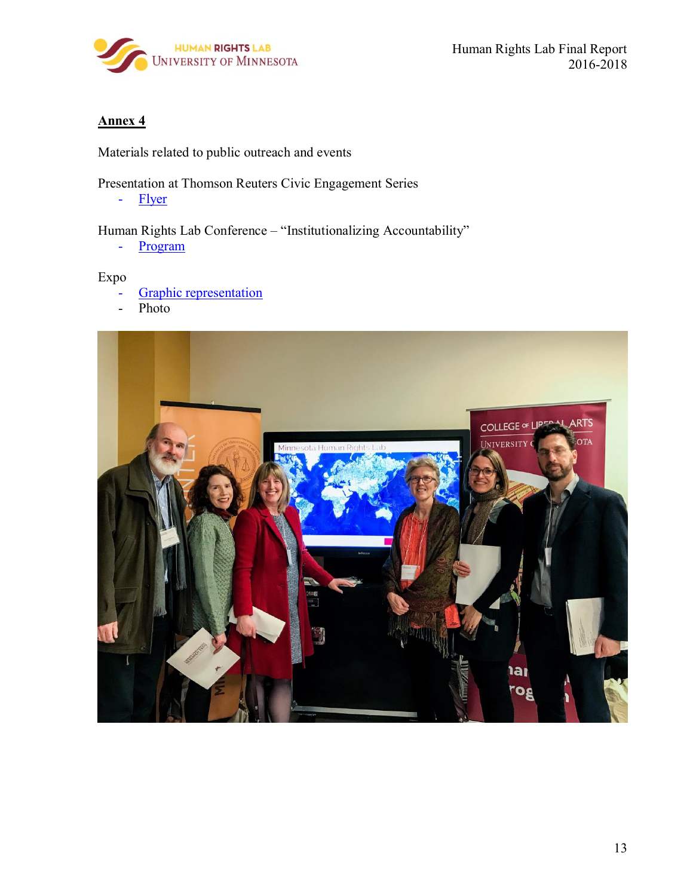## Annex 4

Materials related to public outreach and events

Presentation at Thomson Reuters Civic Engagement Series

- Flyer

Human Rights Lab Conference – "Institutionalizing Accountability"

- Program

Expo

- Graphic representation
- Photo